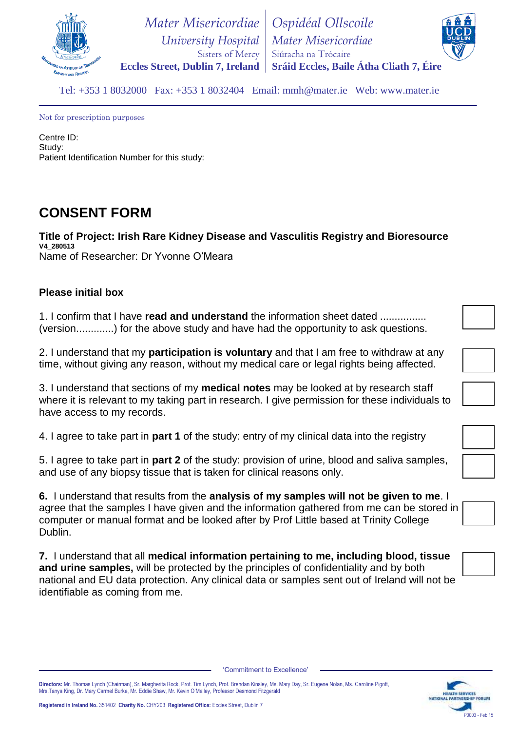Mater Misericordiae University Hospital
Sisters of Mercy
Eccles Street, Dublin 7, Ireland

Ospidéal Ollscoile Mater Misericordiae
Siúracha na Trócaire
Sráid Eccles, Baile Átha Cliath 7, Éire

Tel: +353 1 8032000 Fax: +353 1 8032404 Email: mmh@mater.ie Web: www.mater.ie

Not for prescription purposes

Centre ID:
Study:
Patient Identification Number for this study:

# CONSENT FORM

**Title of Project: Irish Rare Kidney Disease and Vasculitis Registry and Bioresource**
**V4_280513**
Name of Researcher: Dr Yvonne O'Meara

**Please initial box**

1. I confirm that I have **read and understand** the information sheet dated ................ (version.............) for the above study and have had the opportunity to ask questions. ☐

2. I understand that my **participation is voluntary** and that I am free to withdraw at any time, without giving any reason, without my medical care or legal rights being affected. ☐

3. I understand that sections of my **medical notes** may be looked at by research staff where it is relevant to my taking part in research. I give permission for these individuals to have access to my records. ☐

4. I agree to take part in **part 1** of the study: entry of my clinical data into the registry ☐

5. I agree to take part in **part 2** of the study: provision of urine, blood and saliva samples, and use of any biopsy tissue that is taken for clinical reasons only. ☐

**6.** I understand that results from the **analysis of my samples will not be given to me**. I agree that the samples I have given and the information gathered from me can be stored in computer or manual format and be looked after by Prof Little based at Trinity College Dublin. ☐

**7.** I understand that all **medical information pertaining to me, including blood, tissue and urine samples,** will be protected by the principles of confidentiality and by both national and EU data protection. Any clinical data or samples sent out of Ireland will not be identifiable as coming from me. ☐

'Commitment to Excellence'

**Directors:** Mr. Thomas Lynch (Chairman), Sr. Margherita Rock, Prof. Tim Lynch, Prof. Brendan Kinsley, Ms. Mary Day, Sr. Eugene Nolan, Ms. Caroline Pigott, Mrs.Tanya King, Dr. Mary Carmel Burke, Mr. Eddie Shaw, Mr. Kevin O'Malley, Professor Desmond Fitzgerald

**Registered in Ireland No.** 351402 **Charity No.** CHY203 **Registered Office:** Eccles Street, Dublin 7

P0003 - Feb 15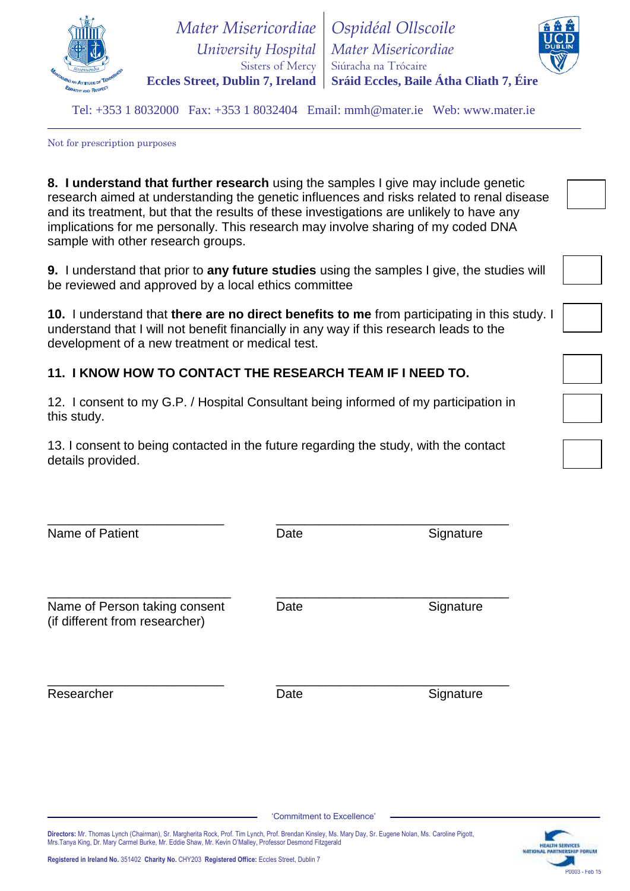Not for prescription purposes

**8. I understand that further research** using the samples I give may include genetic research aimed at understanding the genetic influences and risks related to renal disease and its treatment, but that the results of these investigations are unlikely to have any implications for me personally. This research may involve sharing of my coded DNA sample with other research groups. ☐

**9.** I understand that prior to **any future studies** using the samples I give, the studies will be reviewed and approved by a local ethics committee ☐

**10.** I understand that **there are no direct benefits to me** from participating in this study. I understand that I will not benefit financially in any way if this research leads to the development of a new treatment or medical test. ☐

**11. I KNOW HOW TO CONTACT THE RESEARCH TEAM IF I NEED TO.** ☐

12. I consent to my G.P. / Hospital Consultant being informed of my participation in this study. ☐

13. I consent to being contacted in the future regarding the study, with the contact details provided. ☐

| | | |
|---|---|---|
| ________________________ | ________________ | ________________ |
| Name of Patient | Date | Signature |
| ________________________ | ________________ | ________________ |
| Name of Person taking consent (if different from researcher) | Date | Signature |
| ________________________ | ________________ | ________________ |
| Researcher | Date | Signature |

'Commitment to Excellence'

**Directors:** Mr. Thomas Lynch (Chairman), Sr. Margherita Rock, Prof. Tim Lynch, Prof. Brendan Kinsley, Ms. Mary Day, Sr. Eugene Nolan, Ms. Caroline Pigott, Mrs.Tanya King, Dr. Mary Carmel Burke, Mr. Eddie Shaw, Mr. Kevin O'Malley, Professor Desmond Fitzgerald

**Registered in Ireland No.** 351402 **Charity No.** CHY203 **Registered Office:** Eccles Street, Dublin 7

P0003 - Feb 15